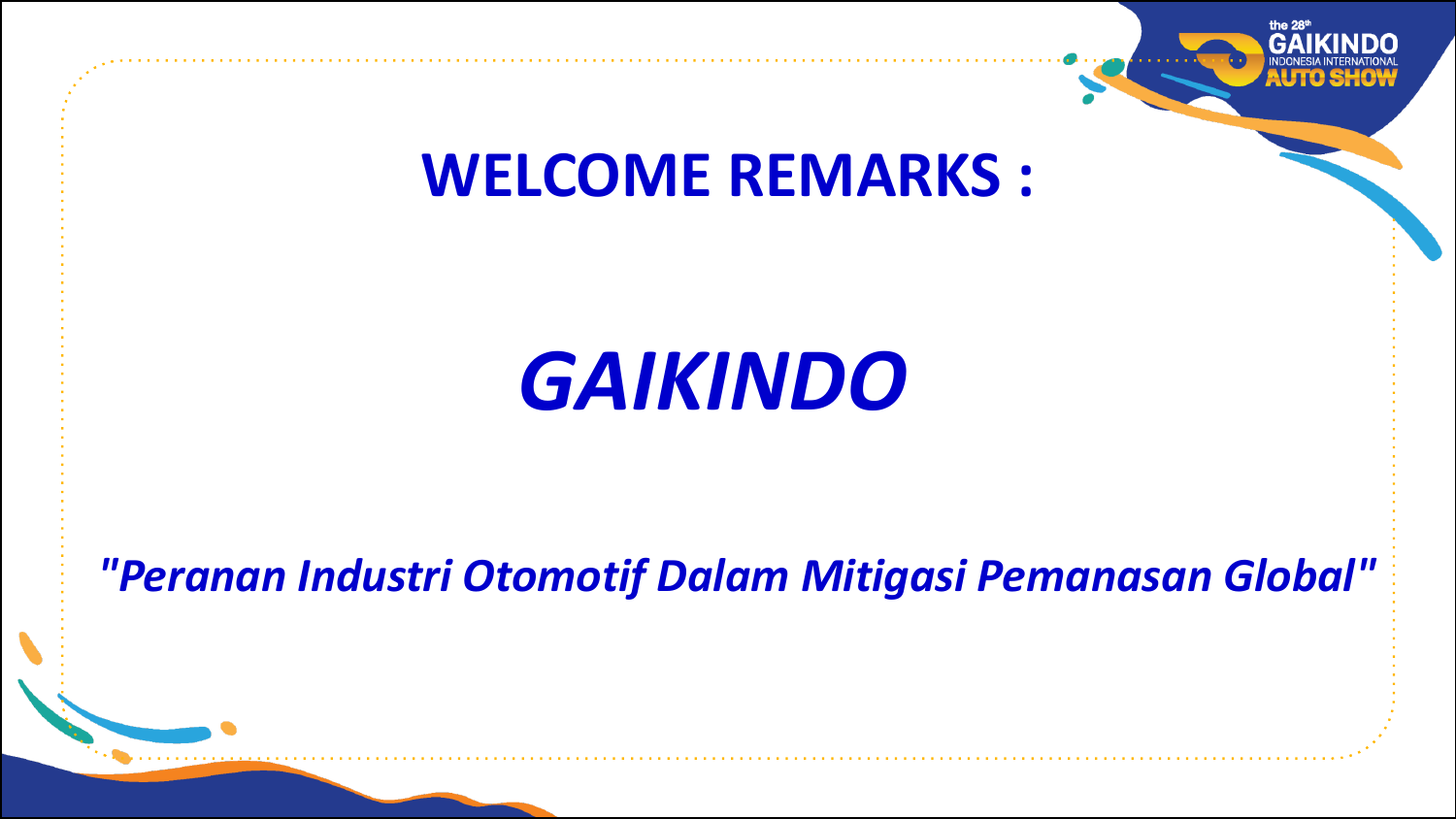# WELCOME REMARKS :

## *GAIKINDO*

*"Peranan Industri Otomotif Dalam Mitigasi Pemanasan Global"*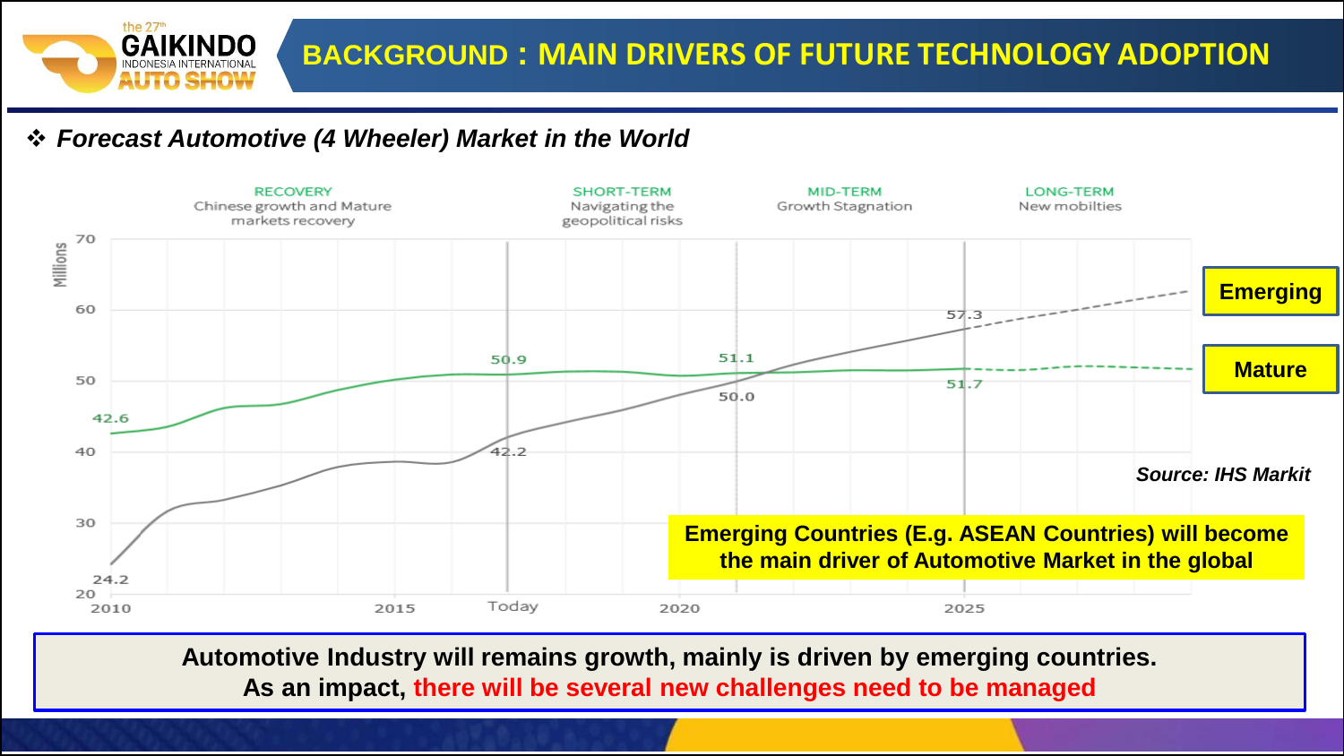# BACKGROUND : MAIN DRIVERS OF FUTURE TECHNOLOGY ADOPTION

❖ ***Forecast Automotive (4 Wheeler) Market in the World***

RECOVERY
Chinese growth and Mature markets recovery

SHORT-TERM
Navigating the geopolitical risks

MID-TERM
Growth Stagnation

LONG-TERM
New mobilties

Millions

70
60
50
40
30
20

2010 2015 Today 2020 2025

42.6
24.2
50.9
42.2
51.1
50.0
57.3
51.7

**Emerging**

**Mature**

***Source: IHS Markit***

**Emerging Countries (E.g. ASEAN Countries) will become the main driver of Automotive Market in the global**

**Automotive Industry will remains growth, mainly is driven by emerging countries.**
**As an impact, there will be several new challenges need to be managed**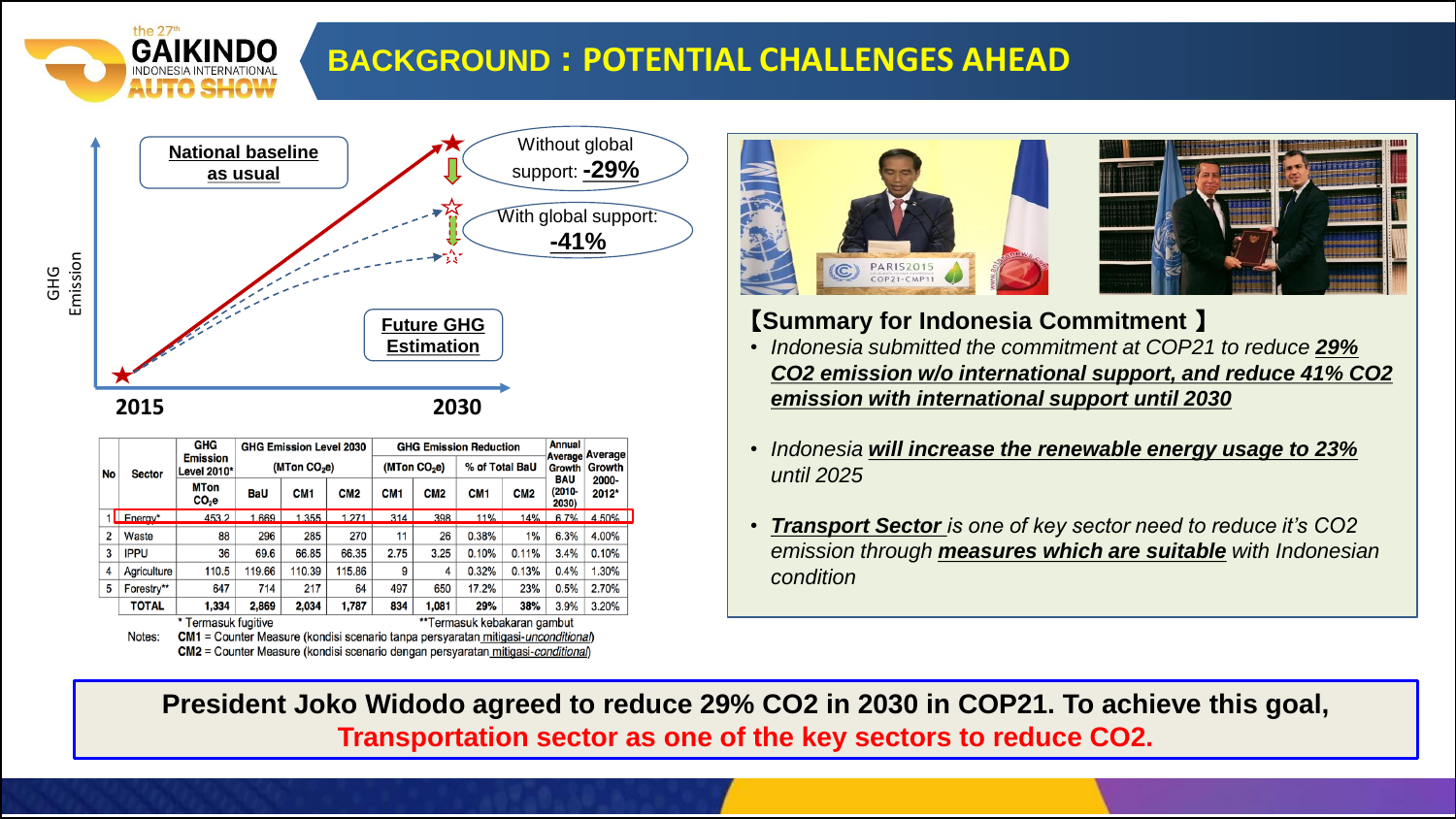# BACKGROUND：POTENTIAL CHALLENGES AHEAD

**National baseline as usual**

Without global support: **-29%**

With global support: **-41%**

**Future GHG Estimation**

GHG Emission

2015 — 2030

| No | Sector | GHG Emission Level 2010* | GHG Emission Level 2030 (MTon $CO_2e$) | | | GHG Emission Reduction (MTon $CO_2e$) | | GHG Emission Reduction % of Total BaU | | Annual Average Growth BAU (2010-2030) | Average Growth 2000-2012* |
|---|---|---|---|---|---|---|---|---|---|---|---|
| | | MTon $CO_2e$ | BaU | CM1 | CM2 | CM1 | CM2 | CM1 | CM2 | | |
| 1 | Energy* | 453.2 | 1,669 | 1,355 | 1,271 | 314 | 398 | 11% | 14% | 6.7% | 4.50% |
| 2 | Waste | 88 | 296 | 285 | 270 | 11 | 26 | 0.38% | 1% | 6.3% | 4.00% |
| 3 | IPPU | 36 | 69.6 | 66.85 | 66.35 | 2.75 | 3.25 | 0.10% | 0.11% | 3.4% | 0.10% |
| 4 | Agriculture | 110.5 | 119.66 | 110.39 | 115.86 | 9 | 4 | 0.32% | 0.13% | 0.4% | 1.30% |
| 5 | Forestry** | 647 | 714 | 217 | 64 | 497 | 650 | 17.2% | 23% | 0.5% | 2.70% |
| | TOTAL | 1,334 | 2,869 | 2,034 | 1,787 | 834 | 1,081 | 29% | 38% | 3.9% | 3.20% |

\* Termasuk fugitive　　**Termasuk kebakaran gambut

Notes: **CM1** = Counter Measure (kondisi scenario tanpa persyaratan mitigasi-*unconditional*)
**CM2** = Counter Measure (kondisi scenario dengan persyaratan mitigasi-*conditional*)

## 【Summary for Indonesia Commitment 】

- *Indonesia submitted the commitment at COP21 to reduce* ***29% CO2 emission w/o international support, and reduce 41% CO2 emission with international support until 2030***
- *Indonesia* ***will increase the renewable energy usage to 23%*** *until 2025*
- ***Transport Sector*** *is one of key sector need to reduce it's CO2 emission through* ***measures which are suitable*** *with Indonesian condition*

**President Joko Widodo agreed to reduce 29% CO2 in 2030 in COP21. To achieve this goal, Transportation sector as one of the key sectors to reduce CO2.**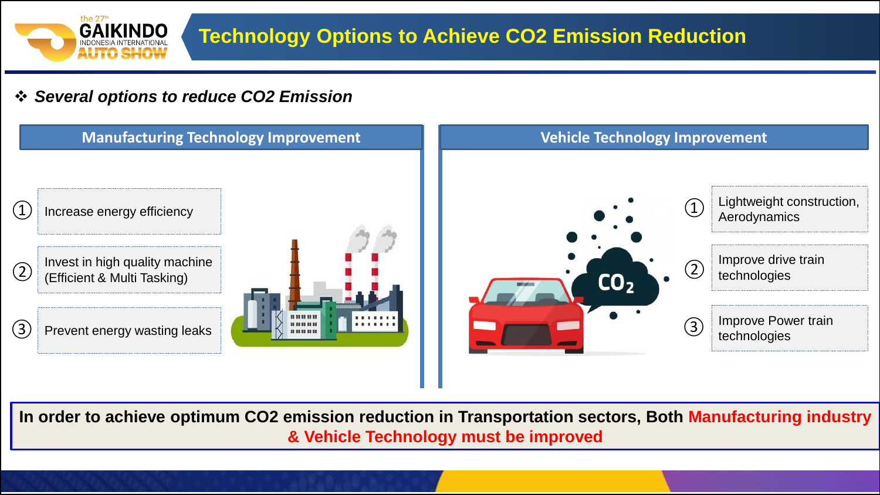# Technology Options to Achieve $CO_2$ Emission Reduction

❖ ***Several options to reduce $CO_2$ Emission***

## Manufacturing Technology Improvement

1. Increase energy efficiency
2. Invest in high quality machine (Efficient & Multi Tasking)
3. Prevent energy wasting leaks

## Vehicle Technology Improvement

1. Lightweight construction, Aerodynamics
2. Improve drive train technologies
3. Improve Power train technologies

**In order to achieve optimum $CO_2$ emission reduction in Transportation sectors, Both Manufacturing industry & Vehicle Technology must be improved**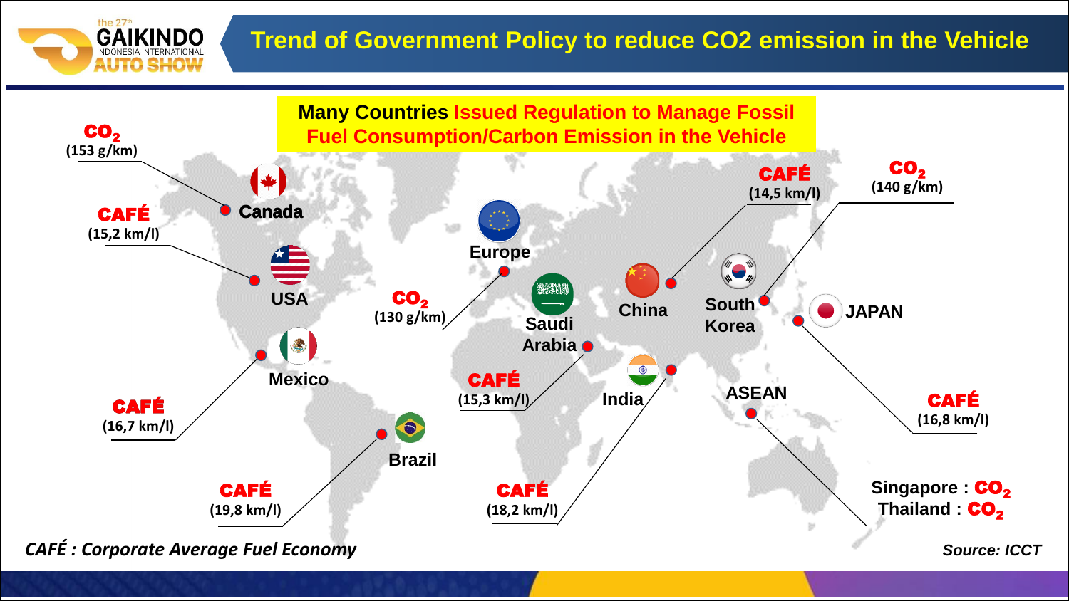# Trend of Government Policy to reduce CO2 emission in the Vehicle

**Many Countries Issued Regulation to Manage Fossil Fuel Consumption/Carbon Emission in the Vehicle**

- **Canada**: $CO_2$ (153 g/km)
- **USA**: CAFÉ (15,2 km/l)
- **Mexico**: CAFÉ (16,7 km/l)
- **Brazil**: CAFÉ (19,8 km/l)
- **Europe**: $CO_2$ (130 g/km)
- **Saudi Arabia**: CAFÉ (15,3 km/l)
- **India**: CAFÉ (18,2 km/l)
- **China**: CAFÉ (14,5 km/l)
- **South Korea**: $CO_2$ (140 g/km)
- **JAPAN**: CAFÉ (16,8 km/l)
- **ASEAN**: Singapore : $CO_2$; Thailand : $CO_2$

*CAFÉ : Corporate Average Fuel Economy*

*Source: ICCT*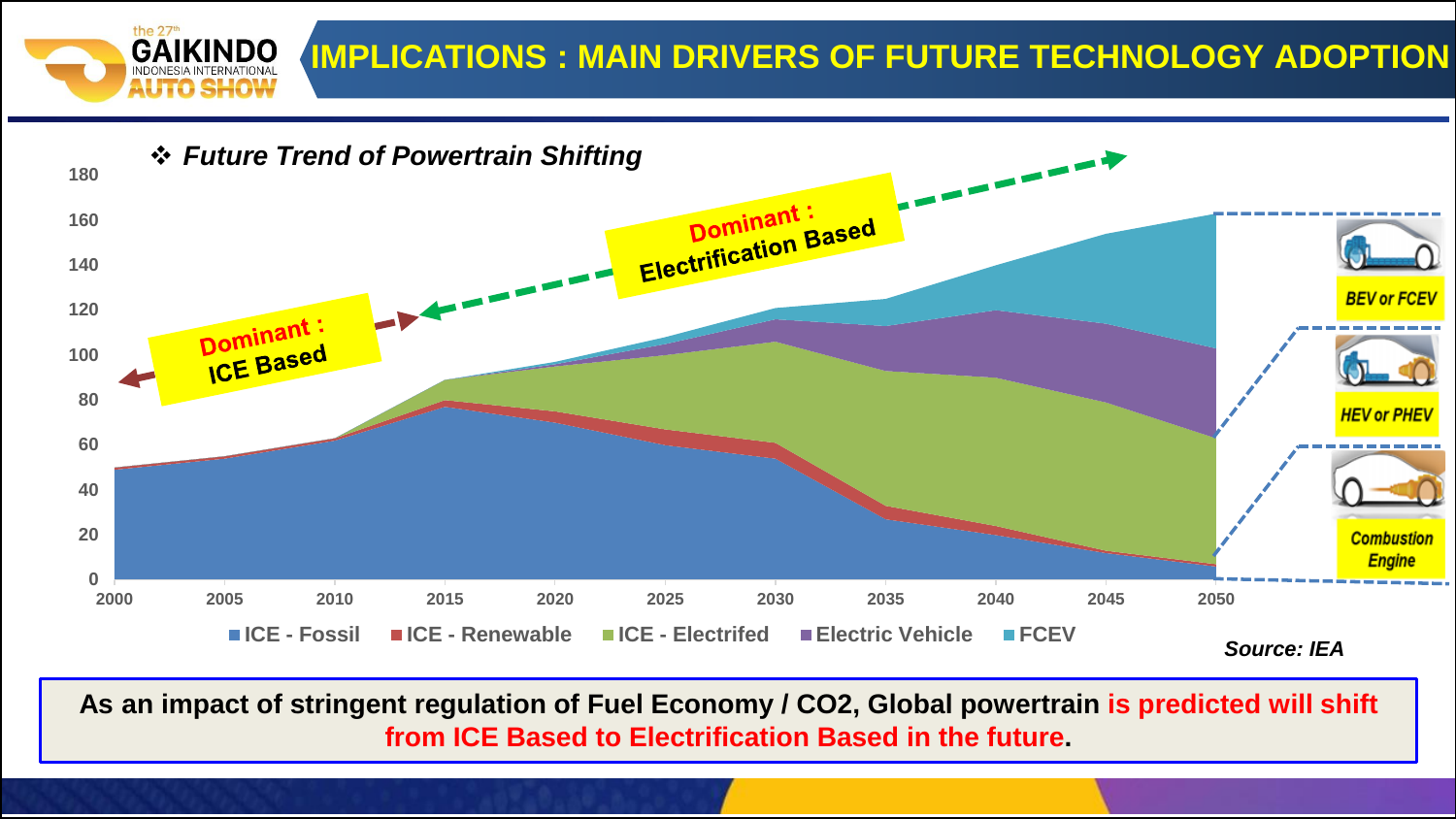# IMPLICATIONS : MAIN DRIVERS OF FUTURE TECHNOLOGY ADOPTION

❖ ***Future Trend of Powertrain Shifting***

Dominant : ICE Based

Dominant : Electrification Based

180
160
140
120
100
80
60
40
20
0

2000 2005 2010 2015 2020 2025 2030 2035 2040 2045 2050

■ ICE - Fossil ■ ICE - Renewable ■ ICE - Electrifed ■ Electric Vehicle ■ FCEV

BEV or FCEV

HEV or PHEV

Combustion Engine

***Source: IEA***

**As an impact of stringent regulation of Fuel Economy / CO2, Global powertrain is predicted will shift from ICE Based to Electrification Based in the future.**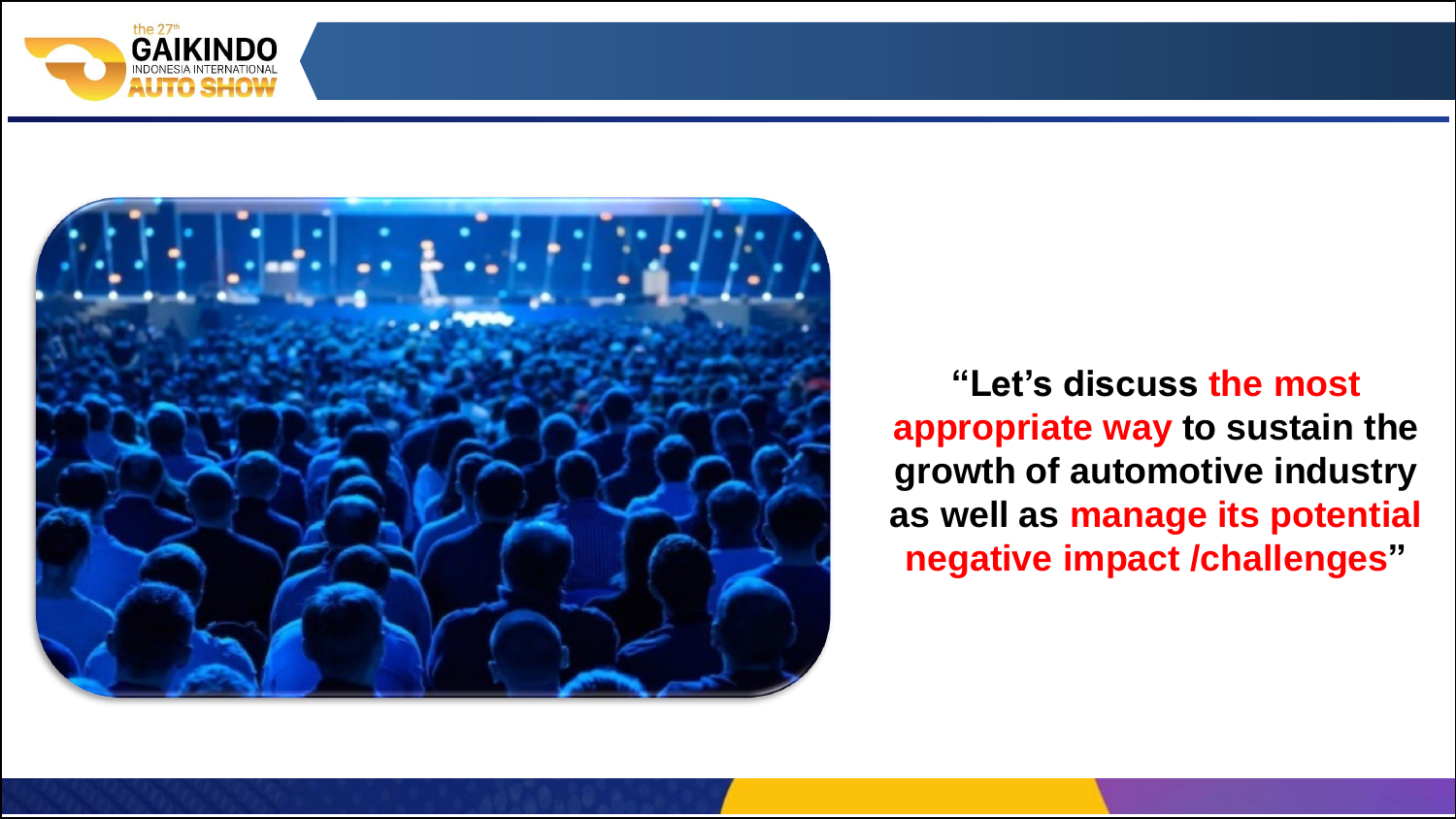**"Let's discuss the most appropriate way to sustain the growth of automotive industry as well as manage its potential negative impact /challenges"**